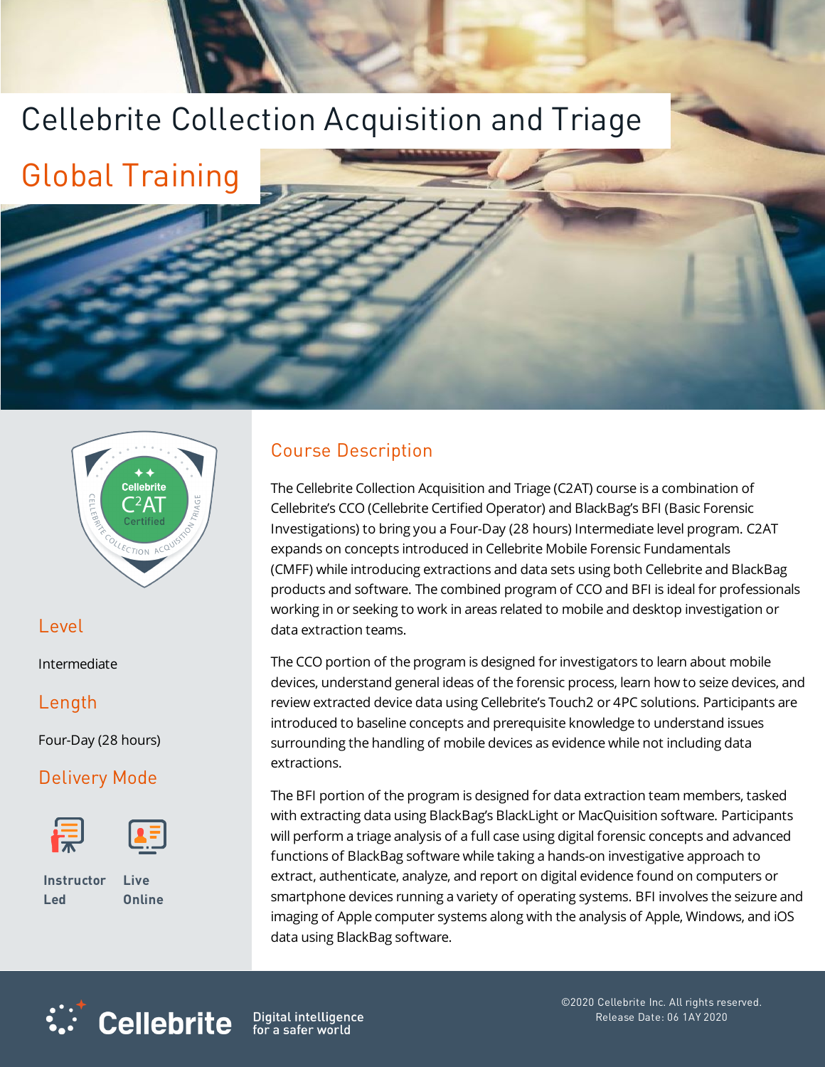# Cellebrite Collection Acquisition and Triage

## Global Training

### Level

Intermediate

### Length

Four-Day (28 hours)

### Delivery Mode

Instructor Led

Live Online

## Course Description

The Cellebrite Collection Acquisition and Triage (C2AT) course is a combination of Cellebrite's CCO (Cellebrite Certified Operator) and BlackBag's BFI (Basic Forensic Investigations) to bring you a Four-Day (28 hours) Intermediate level program. C2AT expands on concepts introduced in Cellebrite Mobile Forensic Fundamentals (CMFF) while introducing extractions and data sets using both Cellebrite and BlackBag products and software. The combined program of CCO and BFI is ideal for professionals working in or seeking to work in areas related to mobile and desktop investigation or data extraction teams.

The CCO portion of the program is designed for investigators to learn about mobile devices, understand general ideas of the forensic process, learn how to seize devices, and review extracted device data using Cellebrite's Touch2 or 4PC solutions. Participants are introduced to baseline concepts and prerequisite knowledge to understand issues surrounding the handling of mobile devices as evidence while not including data extractions.

The BFI portion of the program is designed for data extraction team members, tasked with extracting data using BlackBag's BlackLight or MacQuisition software. Participants will perform a triage analysis of a full case using digital forensic concepts and advanced functions of BlackBag software while taking a hands-on investigative approach to extract, authenticate, analyze, and report on digital evidence found on computers or smartphone devices running a variety of operating systems. BFI involves the seizure and imaging of Apple computer systems along with the analysis of Apple, Windows, and iOS data using BlackBag software.

Cellebrite — Digital intelligence for a safer world

©2020 Cellebrite Inc. All rights reserved.
Release Date: 06 1AY 2020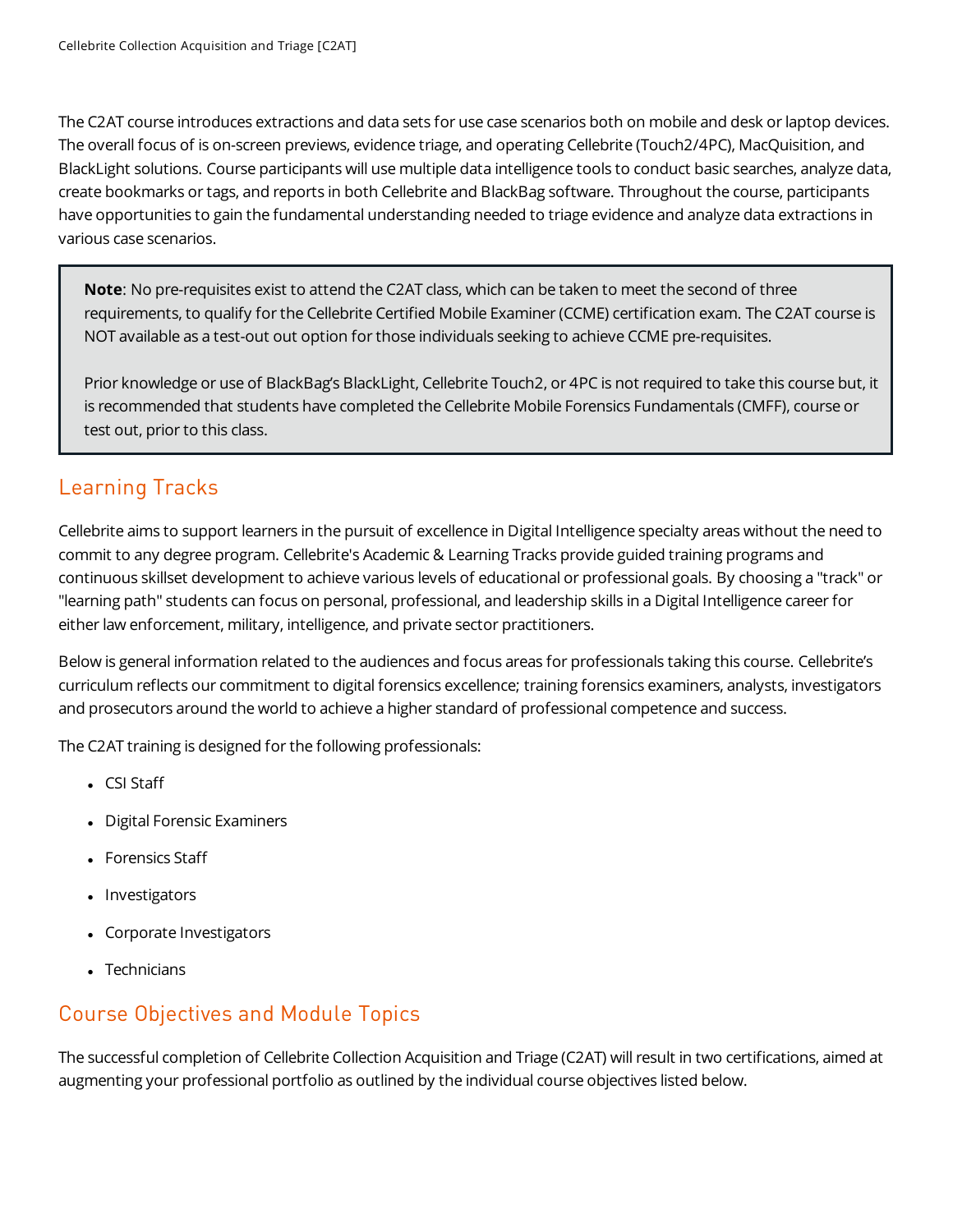The C2AT course introduces extractions and data sets for use case scenarios both on mobile and desk or laptop devices. The overall focus of is on-screen previews, evidence triage, and operating Cellebrite (Touch2/4PC), MacQuisition, and BlackLight solutions. Course participants will use multiple data intelligence tools to conduct basic searches, analyze data, create bookmarks or tags, and reports in both Cellebrite and BlackBag software. Throughout the course, participants have opportunities to gain the fundamental understanding needed to triage evidence and analyze data extractions in various case scenarios.

> **Note**: No pre-requisites exist to attend the C2AT class, which can be taken to meet the second of three requirements, to qualify for the Cellebrite Certified Mobile Examiner (CCME) certification exam. The C2AT course is NOT available as a test-out out option for those individuals seeking to achieve CCME pre-requisites.
>
> Prior knowledge or use of BlackBag's BlackLight, Cellebrite Touch2, or 4PC is not required to take this course but, it is recommended that students have completed the Cellebrite Mobile Forensics Fundamentals (CMFF), course or test out, prior to this class.

## Learning Tracks

Cellebrite aims to support learners in the pursuit of excellence in Digital Intelligence specialty areas without the need to commit to any degree program. Cellebrite's Academic & Learning Tracks provide guided training programs and continuous skillset development to achieve various levels of educational or professional goals. By choosing a "track" or "learning path" students can focus on personal, professional, and leadership skills in a Digital Intelligence career for either law enforcement, military, intelligence, and private sector practitioners.

Below is general information related to the audiences and focus areas for professionals taking this course. Cellebrite's curriculum reflects our commitment to digital forensics excellence; training forensics examiners, analysts, investigators and prosecutors around the world to achieve a higher standard of professional competence and success.

The C2AT training is designed for the following professionals:

- CSI Staff
- Digital Forensic Examiners
- Forensics Staff
- Investigators
- Corporate Investigators
- Technicians

## Course Objectives and Module Topics

The successful completion of Cellebrite Collection Acquisition and Triage (C2AT) will result in two certifications, aimed at augmenting your professional portfolio as outlined by the individual course objectives listed below.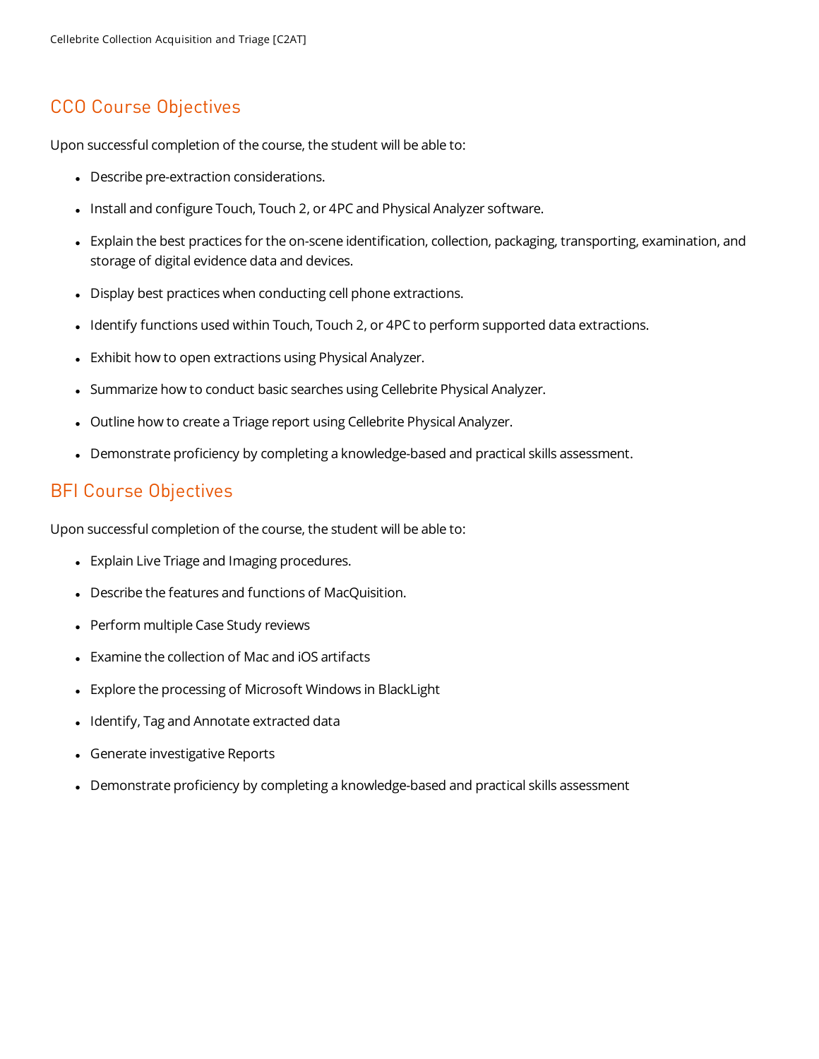## CCO Course Objectives

Upon successful completion of the course, the student will be able to:

- Describe pre-extraction considerations.
- Install and configure Touch, Touch 2, or 4PC and Physical Analyzer software.
- Explain the best practices for the on-scene identification, collection, packaging, transporting, examination, and storage of digital evidence data and devices.
- Display best practices when conducting cell phone extractions.
- Identify functions used within Touch, Touch 2, or 4PC to perform supported data extractions.
- Exhibit how to open extractions using Physical Analyzer.
- Summarize how to conduct basic searches using Cellebrite Physical Analyzer.
- Outline how to create a Triage report using Cellebrite Physical Analyzer.
- Demonstrate proficiency by completing a knowledge-based and practical skills assessment.

## BFI Course Objectives

Upon successful completion of the course, the student will be able to:

- Explain Live Triage and Imaging procedures.
- Describe the features and functions of MacQuisition.
- Perform multiple Case Study reviews
- Examine the collection of Mac and iOS artifacts
- Explore the processing of Microsoft Windows in BlackLight
- Identify, Tag and Annotate extracted data
- Generate investigative Reports
- Demonstrate proficiency by completing a knowledge-based and practical skills assessment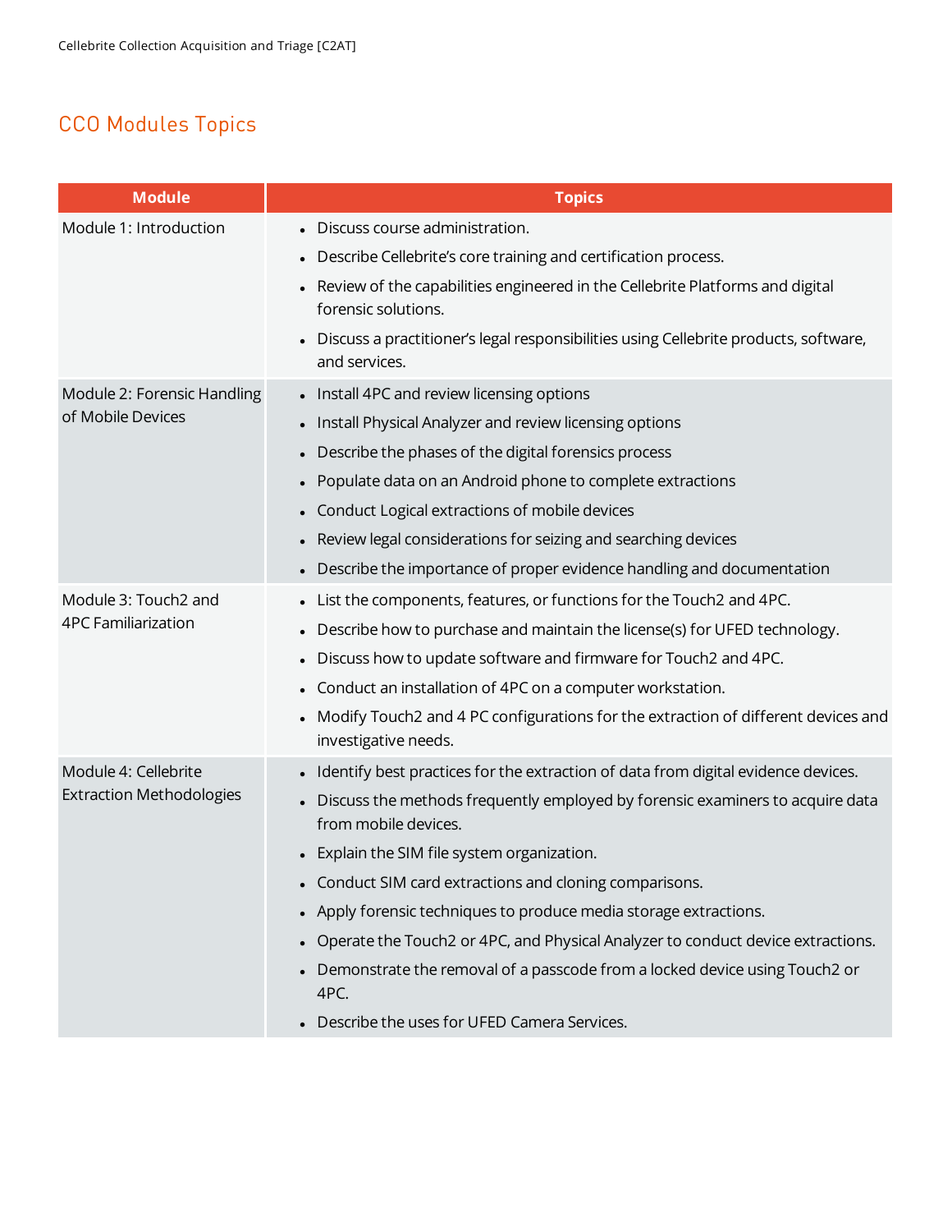## CCO Modules Topics

| Module | Topics |
| --- | --- |
| Module 1: Introduction | • Discuss course administration.<br>• Describe Cellebrite's core training and certification process.<br>• Review of the capabilities engineered in the Cellebrite Platforms and digital forensic solutions.<br>• Discuss a practitioner's legal responsibilities using Cellebrite products, software, and services. |
| Module 2: Forensic Handling of Mobile Devices | • Install 4PC and review licensing options<br>• Install Physical Analyzer and review licensing options<br>• Describe the phases of the digital forensics process<br>• Populate data on an Android phone to complete extractions<br>• Conduct Logical extractions of mobile devices<br>• Review legal considerations for seizing and searching devices<br>• Describe the importance of proper evidence handling and documentation |
| Module 3: Touch2 and 4PC Familiarization | • List the components, features, or functions for the Touch2 and 4PC.<br>• Describe how to purchase and maintain the license(s) for UFED technology.<br>• Discuss how to update software and firmware for Touch2 and 4PC.<br>• Conduct an installation of 4PC on a computer workstation.<br>• Modify Touch2 and 4 PC configurations for the extraction of different devices and investigative needs. |
| Module 4: Cellebrite Extraction Methodologies | • Identify best practices for the extraction of data from digital evidence devices.<br>• Discuss the methods frequently employed by forensic examiners to acquire data from mobile devices.<br>• Explain the SIM file system organization.<br>• Conduct SIM card extractions and cloning comparisons.<br>• Apply forensic techniques to produce media storage extractions.<br>• Operate the Touch2 or 4PC, and Physical Analyzer to conduct device extractions.<br>• Demonstrate the removal of a passcode from a locked device using Touch2 or 4PC.<br>• Describe the uses for UFED Camera Services. |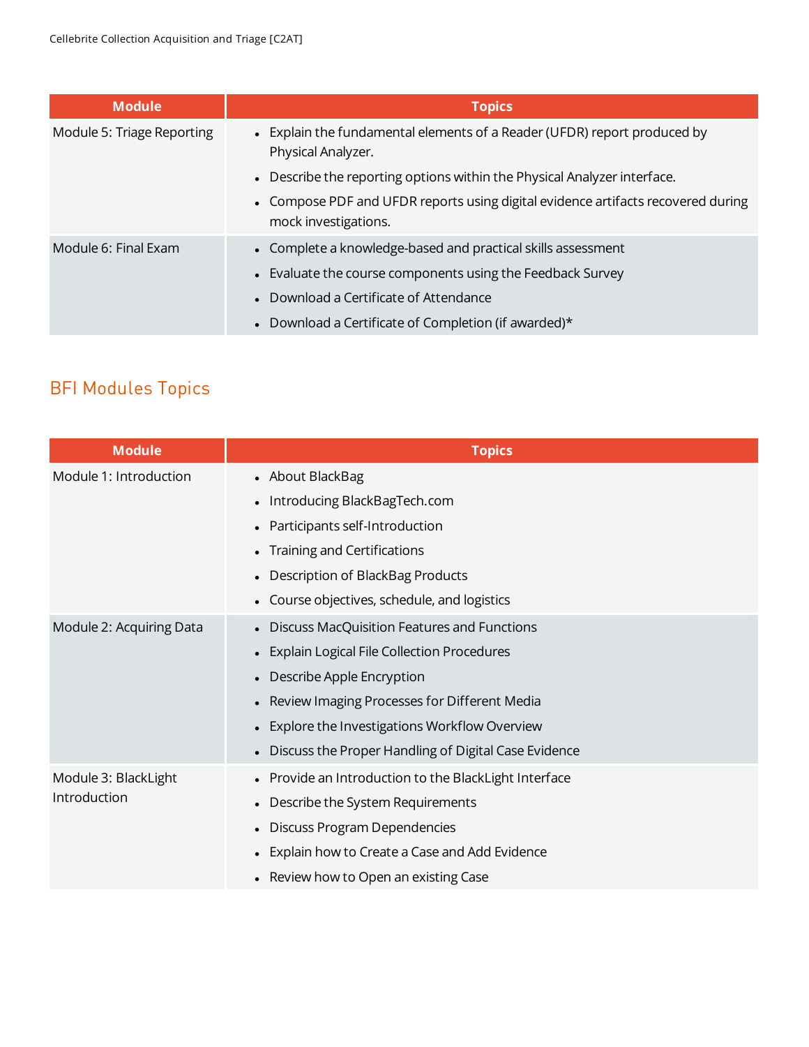| Module | Topics |
| --- | --- |
| Module 5: Triage Reporting | • Explain the fundamental elements of a Reader (UFDR) report produced by Physical Analyzer.<br>• Describe the reporting options within the Physical Analyzer interface.<br>• Compose PDF and UFDR reports using digital evidence artifacts recovered during mock investigations. |
| Module 6: Final Exam | • Complete a knowledge-based and practical skills assessment<br>• Evaluate the course components using the Feedback Survey<br>• Download a Certificate of Attendance<br>• Download a Certificate of Completion (if awarded)* |

## BFI Modules Topics

| Module | Topics |
| --- | --- |
| Module 1: Introduction | • About BlackBag<br>• Introducing BlackBagTech.com<br>• Participants self-Introduction<br>• Training and Certifications<br>• Description of BlackBag Products<br>• Course objectives, schedule, and logistics |
| Module 2: Acquiring Data | • Discuss MacQuisition Features and Functions<br>• Explain Logical File Collection Procedures<br>• Describe Apple Encryption<br>• Review Imaging Processes for Different Media<br>• Explore the Investigations Workflow Overview<br>• Discuss the Proper Handling of Digital Case Evidence |
| Module 3: BlackLight Introduction | • Provide an Introduction to the BlackLight Interface<br>• Describe the System Requirements<br>• Discuss Program Dependencies<br>• Explain how to Create a Case and Add Evidence<br>• Review how to Open an existing Case |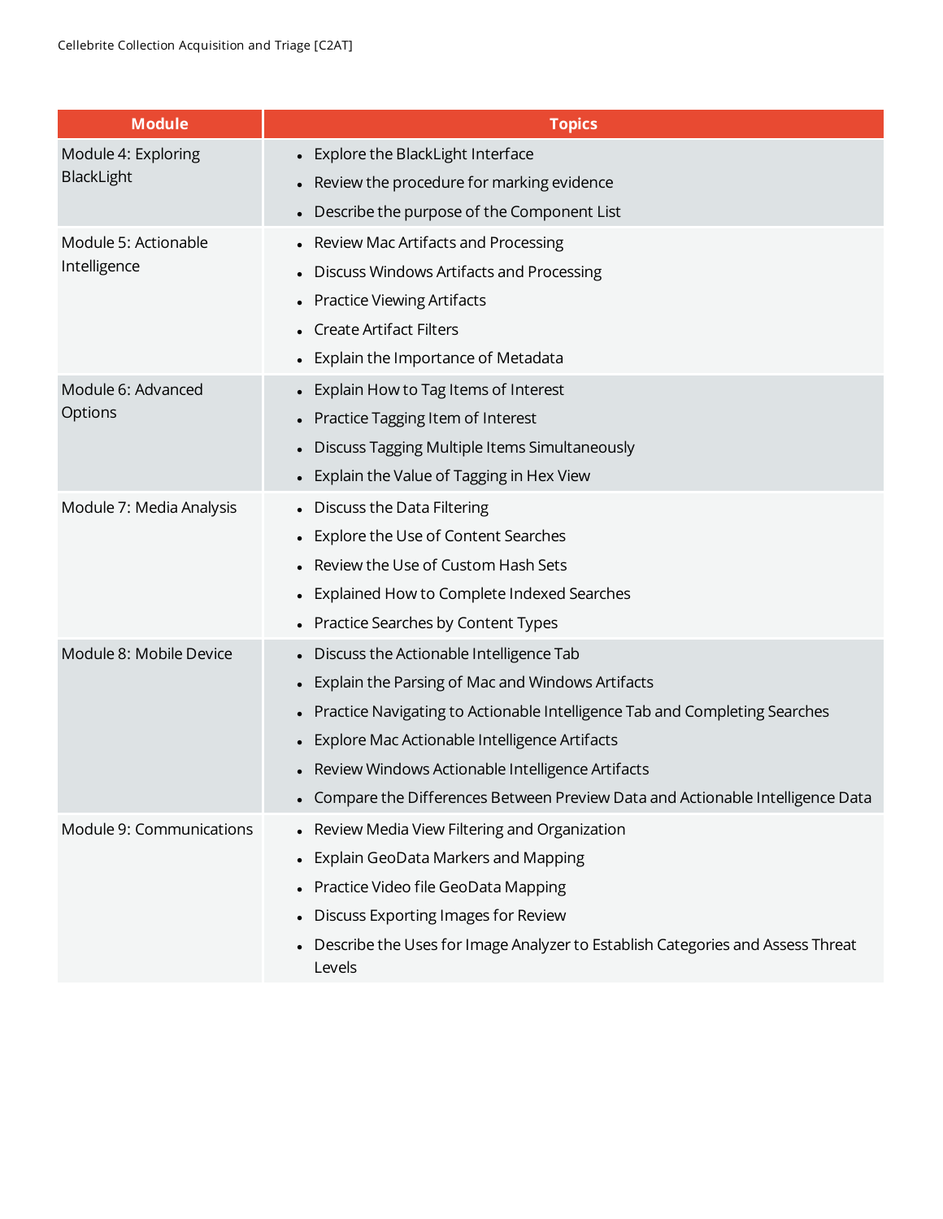| Module | Topics |
| --- | --- |
| Module 4: Exploring BlackLight | • Explore the BlackLight Interface<br>• Review the procedure for marking evidence<br>• Describe the purpose of the Component List |
| Module 5: Actionable Intelligence | • Review Mac Artifacts and Processing<br>• Discuss Windows Artifacts and Processing<br>• Practice Viewing Artifacts<br>• Create Artifact Filters<br>• Explain the Importance of Metadata |
| Module 6: Advanced Options | • Explain How to Tag Items of Interest<br>• Practice Tagging Item of Interest<br>• Discuss Tagging Multiple Items Simultaneously<br>• Explain the Value of Tagging in Hex View |
| Module 7: Media Analysis | • Discuss the Data Filtering<br>• Explore the Use of Content Searches<br>• Review the Use of Custom Hash Sets<br>• Explained How to Complete Indexed Searches<br>• Practice Searches by Content Types |
| Module 8: Mobile Device | • Discuss the Actionable Intelligence Tab<br>• Explain the Parsing of Mac and Windows Artifacts<br>• Practice Navigating to Actionable Intelligence Tab and Completing Searches<br>• Explore Mac Actionable Intelligence Artifacts<br>• Review Windows Actionable Intelligence Artifacts<br>• Compare the Differences Between Preview Data and Actionable Intelligence Data |
| Module 9: Communications | • Review Media View Filtering and Organization<br>• Explain GeoData Markers and Mapping<br>• Practice Video file GeoData Mapping<br>• Discuss Exporting Images for Review<br>• Describe the Uses for Image Analyzer to Establish Categories and Assess Threat Levels |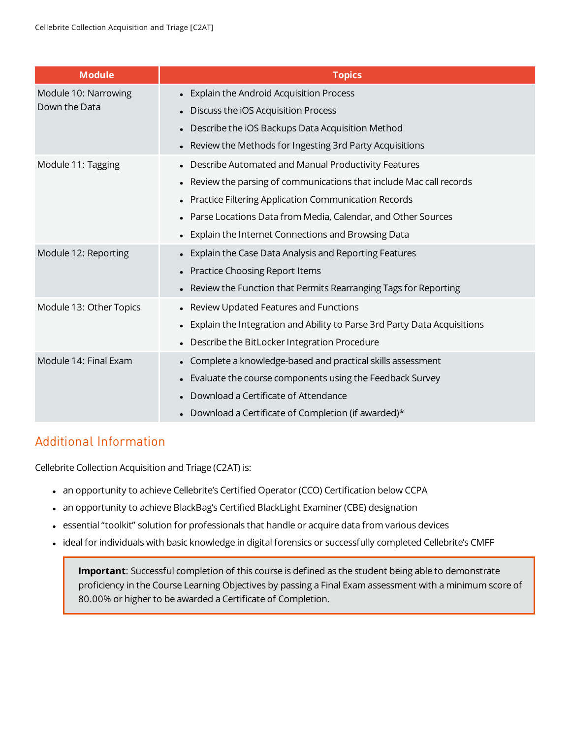| Module | Topics |
| --- | --- |
| Module 10: Narrowing Down the Data | • Explain the Android Acquisition Process<br>• Discuss the iOS Acquisition Process<br>• Describe the iOS Backups Data Acquisition Method<br>• Review the Methods for Ingesting 3rd Party Acquisitions |
| Module 11: Tagging | • Describe Automated and Manual Productivity Features<br>• Review the parsing of communications that include Mac call records<br>• Practice Filtering Application Communication Records<br>• Parse Locations Data from Media, Calendar, and Other Sources<br>• Explain the Internet Connections and Browsing Data |
| Module 12: Reporting | • Explain the Case Data Analysis and Reporting Features<br>• Practice Choosing Report Items<br>• Review the Function that Permits Rearranging Tags for Reporting |
| Module 13: Other Topics | • Review Updated Features and Functions<br>• Explain the Integration and Ability to Parse 3rd Party Data Acquisitions<br>• Describe the BitLocker Integration Procedure |
| Module 14: Final Exam | • Complete a knowledge-based and practical skills assessment<br>• Evaluate the course components using the Feedback Survey<br>• Download a Certificate of Attendance<br>• Download a Certificate of Completion (if awarded)* |

## Additional Information

Cellebrite Collection Acquisition and Triage (C2AT) is:

- an opportunity to achieve Cellebrite's Certified Operator (CCO) Certification below CCPA
- an opportunity to achieve BlackBag's Certified BlackLight Examiner (CBE) designation
- essential "toolkit" solution for professionals that handle or acquire data from various devices
- ideal for individuals with basic knowledge in digital forensics or successfully completed Cellebrite's CMFF

> **Important**: Successful completion of this course is defined as the student being able to demonstrate proficiency in the Course Learning Objectives by passing a Final Exam assessment with a minimum score of 80.00% or higher to be awarded a Certificate of Completion.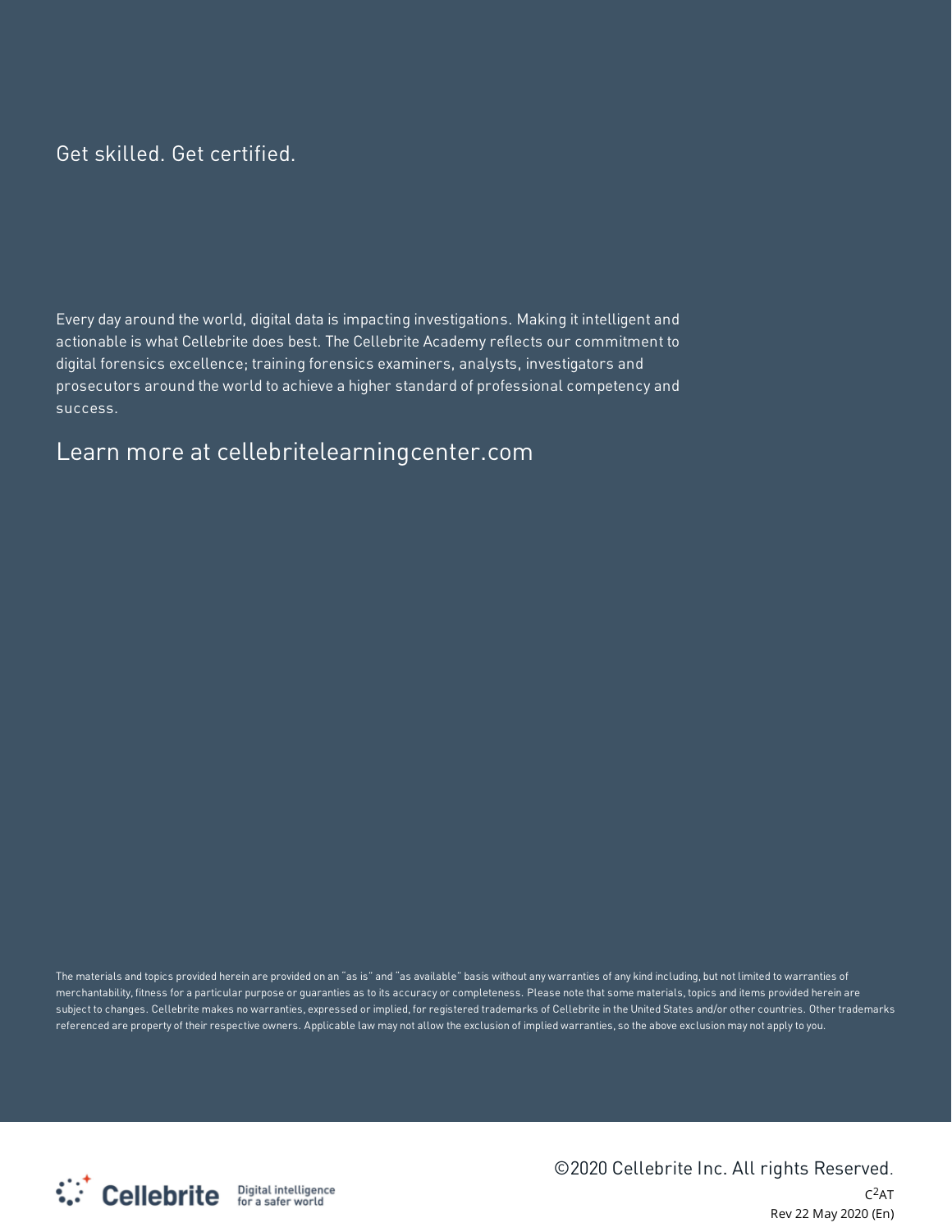Get skilled. Get certified.

Every day around the world, digital data is impacting investigations. Making it intelligent and actionable is what Cellebrite does best. The Cellebrite Academy reflects our commitment to digital forensics excellence; training forensics examiners, analysts, investigators and prosecutors around the world to achieve a higher standard of professional competency and success.

Learn more at cellebritelearningcenter.com

The materials and topics provided herein are provided on an "as is" and "as available" basis without any warranties of any kind including, but not limited to warranties of merchantability, fitness for a particular purpose or guaranties as to its accuracy or completeness. Please note that some materials, topics and items provided herein are subject to changes. Cellebrite makes no warranties, expressed or implied, for registered trademarks of Cellebrite in the United States and/or other countries. Other trademarks referenced are property of their respective owners. Applicable law may not allow the exclusion of implied warranties, so the above exclusion may not apply to you.

Cellebrite Digital intelligence for a safer world

©2020 Cellebrite Inc. All rights Reserved.

$C^2AT$

Rev 22 May 2020 (En)